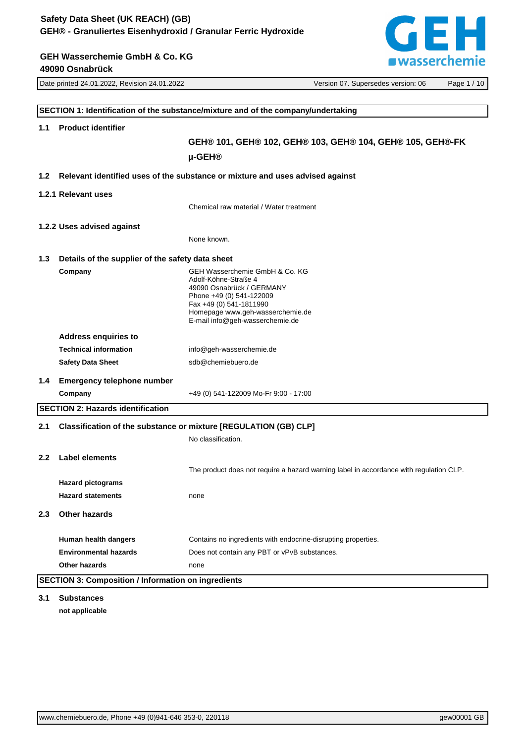# Safety Data Sheet (UK REACH) (GB)
## GEH® - Granuliertes Eisenhydroxid / Granular Ferric Hydroxide

**GEH Wasserchemie GmbH & Co. KG**
**49090 Osnabrück**

Date printed 24.01.2022, Revision 24.01.2022 | Version 07. Supersedes version: 06

## SECTION 1: Identification of the substance/mixture and of the company/undertaking

### 1.1 Product identifier

**GEH® 101, GEH® 102, GEH® 103, GEH® 104, GEH® 105, GEH®-FK**

**µ-GEH®**

### 1.2 Relevant identified uses of the substance or mixture and uses advised against

#### 1.2.1 Relevant uses

Chemical raw material / Water treatment

#### 1.2.2 Uses advised against

None known.

### 1.3 Details of the supplier of the safety data sheet

**Company**

GEH Wasserchemie GmbH & Co. KG
Adolf-Köhne-Straße 4
49090 Osnabrück / GERMANY
Phone +49 (0) 541-122009
Fax +49 (0) 541-1811990
Homepage www.geh-wasserchemie.de
E-mail info@geh-wasserchemie.de

**Address enquiries to**

| | |
|---|---|
| **Technical information** | info@geh-wasserchemie.de |
| **Safety Data Sheet** | sdb@chemiebuero.de |

### 1.4 Emergency telephone number

| | |
|---|---|
| **Company** | +49 (0) 541-122009 Mo-Fr 9:00 - 17:00 |

## SECTION 2: Hazards identification

### 2.1 Classification of the substance or mixture [REGULATION (GB) CLP]

No classification.

### 2.2 Label elements

The product does not require a hazard warning label in accordance with regulation CLP.

**Hazard pictograms**

| | |
|---|---|
| **Hazard statements** | none |

### 2.3 Other hazards

| | |
|---|---|
| **Human health dangers** | Contains no ingredients with endocrine-disrupting properties. |
| **Environmental hazards** | Does not contain any PBT or vPvB substances. |
| **Other hazards** | none |

## SECTION 3: Composition / Information on ingredients

### 3.1 Substances

**not applicable**

www.chemiebuero.de, Phone +49 (0)941-646 353-0, 220118 | gew00001 GB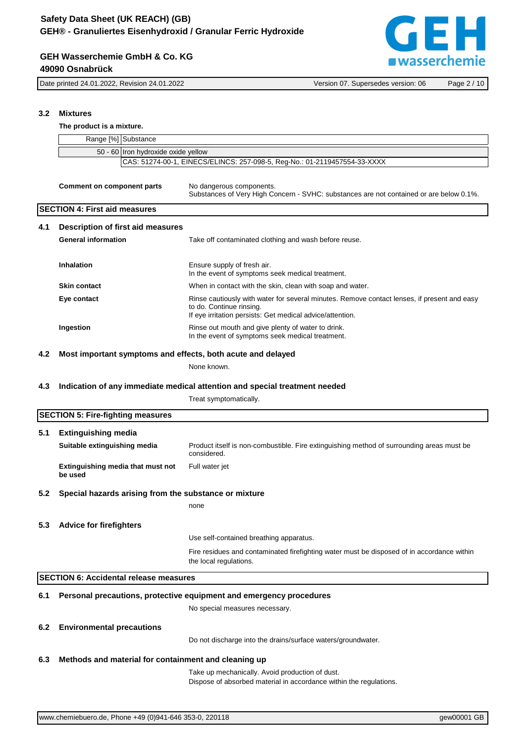### 3.2 Mixtures

**The product is a mixture.**

| Range [%] | Substance |
|---|---|
| 50 - 60 | Iron hydroxide oxide yellow |
| | CAS: 51274-00-1, EINECS/ELINCS: 257-098-5, Reg-No.: 01-2119457554-33-XXXX |

**Comment on component parts**
No dangerous components.
Substances of Very High Concern - SVHC: substances are not contained or are below 0.1%.

## SECTION 4: First aid measures

### 4.1 Description of first aid measures

**General information**
Take off contaminated clothing and wash before reuse.

**Inhalation**
Ensure supply of fresh air.
In the event of symptoms seek medical treatment.

**Skin contact**
When in contact with the skin, clean with soap and water.

**Eye contact**
Rinse cautiously with water for several minutes. Remove contact lenses, if present and easy to do. Continue rinsing.
If eye irritation persists: Get medical advice/attention.

**Ingestion**
Rinse out mouth and give plenty of water to drink.
In the event of symptoms seek medical treatment.

### 4.2 Most important symptoms and effects, both acute and delayed

None known.

### 4.3 Indication of any immediate medical attention and special treatment needed

Treat symptomatically.

## SECTION 5: Fire-fighting measures

### 5.1 Extinguishing media

**Suitable extinguishing media**
Product itself is non-combustible. Fire extinguishing method of surrounding areas must be considered.

**Extinguishing media that must not be used**
Full water jet

### 5.2 Special hazards arising from the substance or mixture

none

### 5.3 Advice for firefighters

Use self-contained breathing apparatus.

Fire residues and contaminated firefighting water must be disposed of in accordance within the local regulations.

## SECTION 6: Accidental release measures

### 6.1 Personal precautions, protective equipment and emergency procedures

No special measures necessary.

### 6.2 Environmental precautions

Do not discharge into the drains/surface waters/groundwater.

### 6.3 Methods and material for containment and cleaning up

Take up mechanically. Avoid production of dust.
Dispose of absorbed material in accordance within the regulations.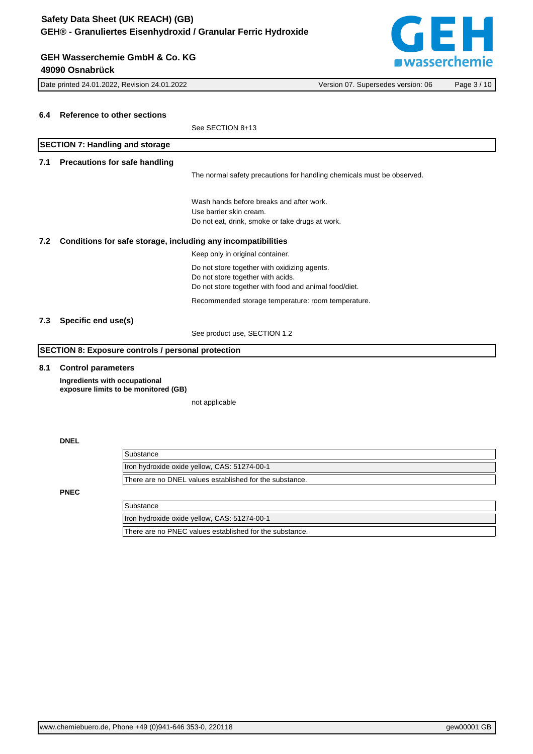### 6.4 Reference to other sections

See SECTION 8+13

## SECTION 7: Handling and storage

### 7.1 Precautions for safe handling

The normal safety precautions for handling chemicals must be observed.

Wash hands before breaks and after work.
Use barrier skin cream.
Do not eat, drink, smoke or take drugs at work.

### 7.2 Conditions for safe storage, including any incompatibilities

Keep only in original container.

Do not store together with oxidizing agents.
Do not store together with acids.
Do not store together with food and animal food/diet.

Recommended storage temperature: room temperature.

### 7.3 Specific end use(s)

See product use, SECTION 1.2

## SECTION 8: Exposure controls / personal protection

### 8.1 Control parameters

**Ingredients with occupational exposure limits to be monitored (GB)**

not applicable

**DNEL**

| Substance |
|---|
| Iron hydroxide oxide yellow, CAS: 51274-00-1 |
| There are no DNEL values established for the substance. |

**PNEC**

| Substance |
|---|
| Iron hydroxide oxide yellow, CAS: 51274-00-1 |
| There are no PNEC values established for the substance. |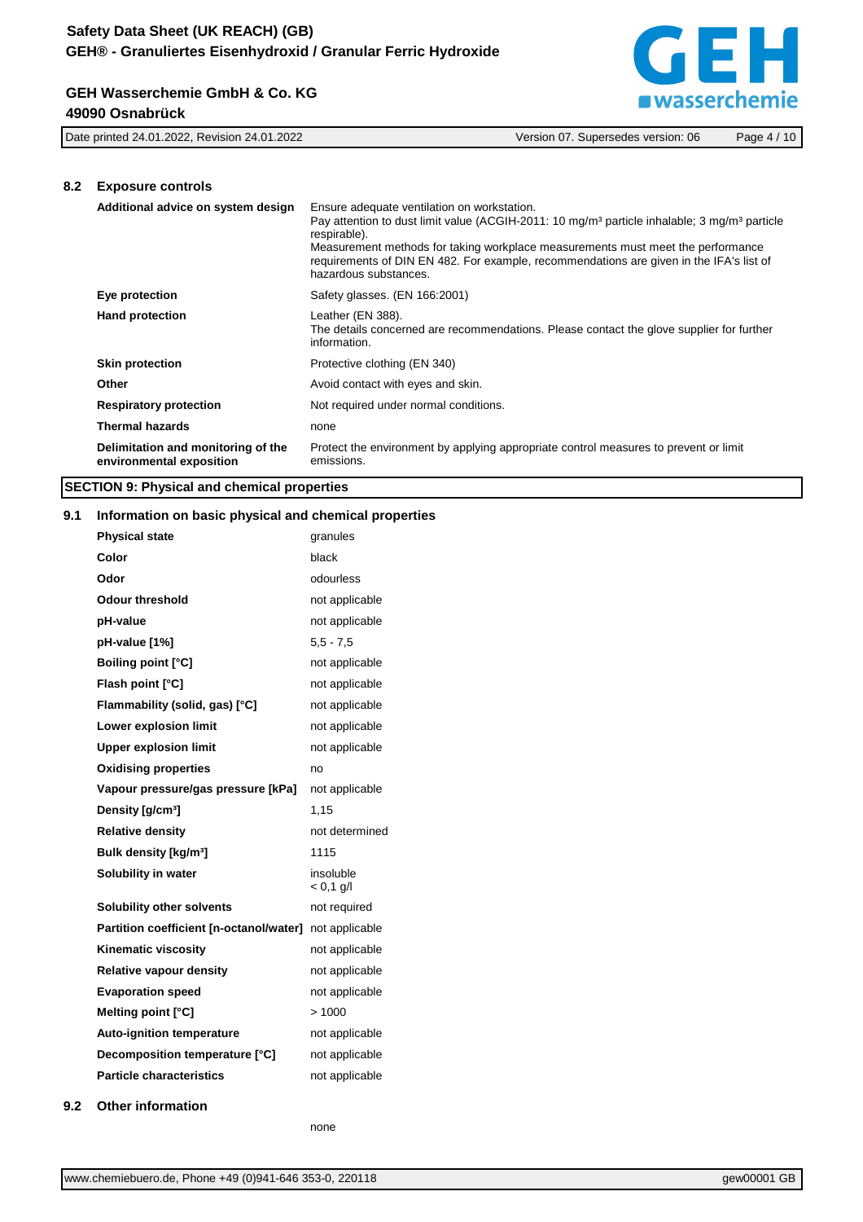### 8.2 Exposure controls

| | |
|---|---|
| **Additional advice on system design** | Ensure adequate ventilation on workstation.<br>Pay attention to dust limit value (ACGIH-2011: 10 mg/m³ particle inhalable; 3 mg/m³ particle respirable).<br>Measurement methods for taking workplace measurements must meet the performance requirements of DIN EN 482. For example, recommendations are given in the IFA's list of hazardous substances. |
| **Eye protection** | Safety glasses. (EN 166:2001) |
| **Hand protection** | Leather (EN 388).<br>The details concerned are recommendations. Please contact the glove supplier for further information. |
| **Skin protection** | Protective clothing (EN 340) |
| **Other** | Avoid contact with eyes and skin. |
| **Respiratory protection** | Not required under normal conditions. |
| **Thermal hazards** | none |
| **Delimitation and monitoring of the environmental exposition** | Protect the environment by applying appropriate control measures to prevent or limit emissions. |

## SECTION 9: Physical and chemical properties

### 9.1 Information on basic physical and chemical properties

| | |
|---|---|
| **Physical state** | granules |
| **Color** | black |
| **Odor** | odourless |
| **Odour threshold** | not applicable |
| **pH-value** | not applicable |
| **pH-value [1%]** | 5,5 - 7,5 |
| **Boiling point [°C]** | not applicable |
| **Flash point [°C]** | not applicable |
| **Flammability (solid, gas) [°C]** | not applicable |
| **Lower explosion limit** | not applicable |
| **Upper explosion limit** | not applicable |
| **Oxidising properties** | no |
| **Vapour pressure/gas pressure [kPa]** | not applicable |
| **Density [g/cm³]** | 1,15 |
| **Relative density** | not determined |
| **Bulk density [kg/m³]** | 1115 |
| **Solubility in water** | insoluble<br>< 0,1 g/l |
| **Solubility other solvents** | not required |
| **Partition coefficient [n-octanol/water]** | not applicable |
| **Kinematic viscosity** | not applicable |
| **Relative vapour density** | not applicable |
| **Evaporation speed** | not applicable |
| **Melting point [°C]** | > 1000 |
| **Auto-ignition temperature** | not applicable |
| **Decomposition temperature [°C]** | not applicable |
| **Particle characteristics** | not applicable |

### 9.2 Other information

none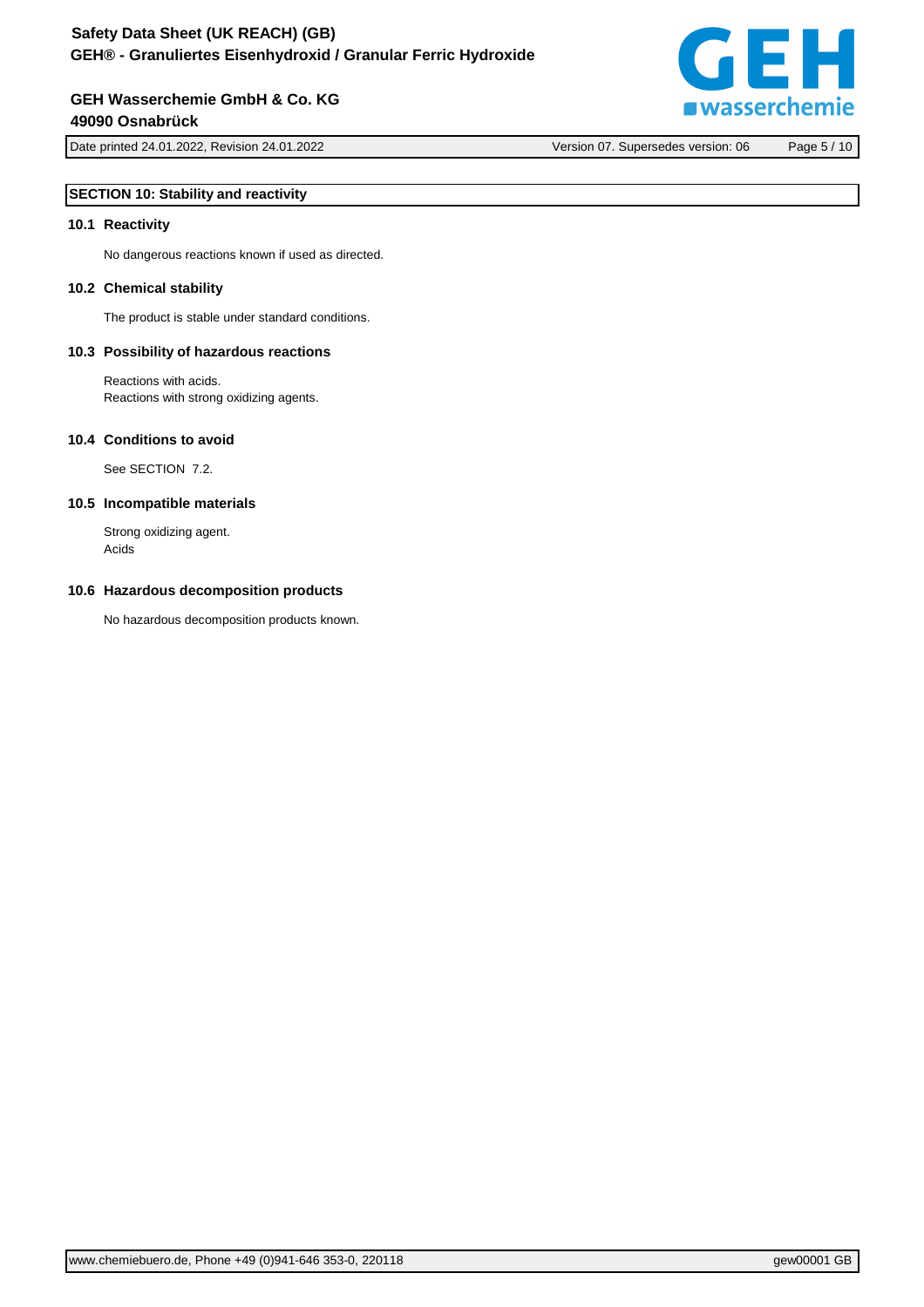## SECTION 10: Stability and reactivity

### 10.1 Reactivity

No dangerous reactions known if used as directed.

### 10.2 Chemical stability

The product is stable under standard conditions.

### 10.3 Possibility of hazardous reactions

Reactions with acids.
Reactions with strong oxidizing agents.

### 10.4 Conditions to avoid

See SECTION 7.2.

### 10.5 Incompatible materials

Strong oxidizing agent.
Acids

### 10.6 Hazardous decomposition products

No hazardous decomposition products known.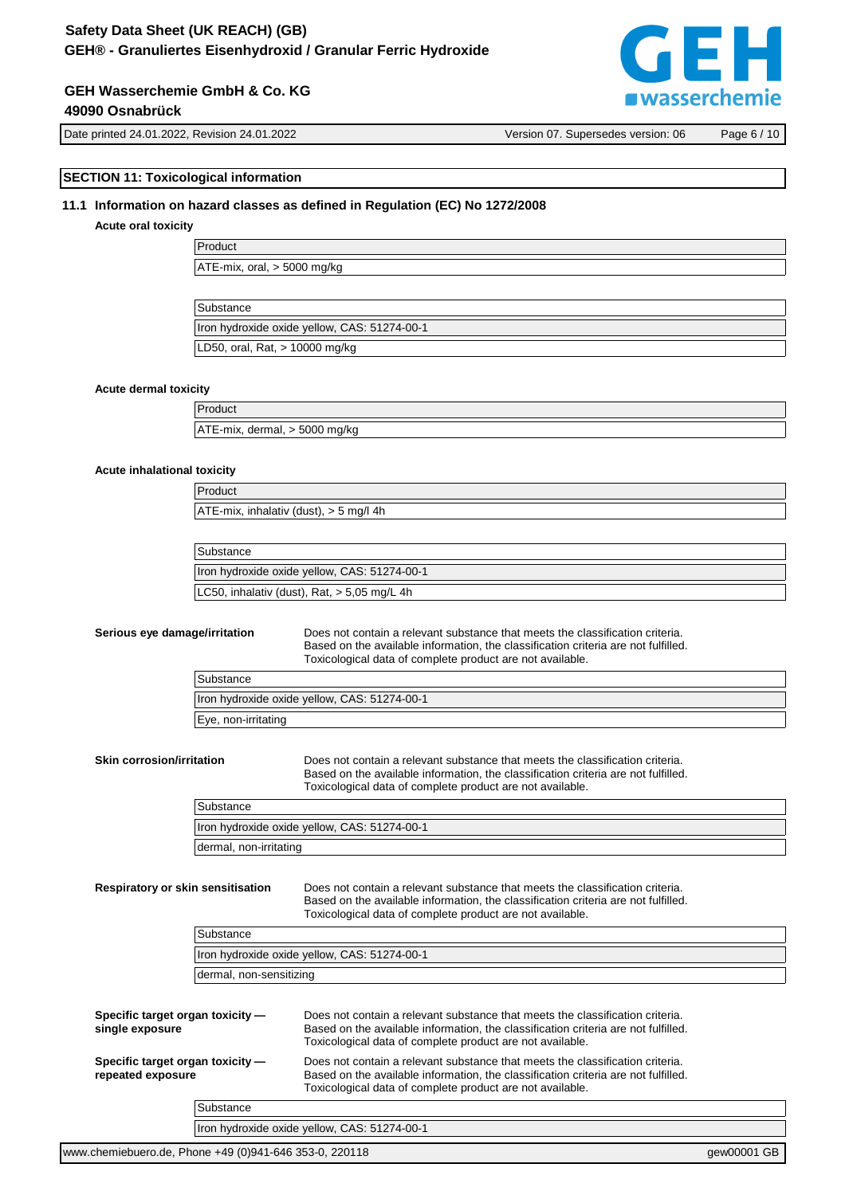## SECTION 11: Toxicological information

### 11.1 Information on hazard classes as defined in Regulation (EC) No 1272/2008

**Acute oral toxicity**

| Product |
|---|
| ATE-mix, oral, > 5000 mg/kg |

| Substance |
|---|
| Iron hydroxide oxide yellow, CAS: 51274-00-1 |
| LD50, oral, Rat, > 10000 mg/kg |

**Acute dermal toxicity**

| Product |
|---|
| ATE-mix, dermal, > 5000 mg/kg |

**Acute inhalational toxicity**

| Product |
|---|
| ATE-mix, inhalativ (dust), > 5 mg/l 4h |

| Substance |
|---|
| Iron hydroxide oxide yellow, CAS: 51274-00-1 |
| LC50, inhalativ (dust), Rat, > 5,05 mg/L 4h |

**Serious eye damage/irritation**

Does not contain a relevant substance that meets the classification criteria. Based on the available information, the classification criteria are not fulfilled. Toxicological data of complete product are not available.

| Substance |
|---|
| Iron hydroxide oxide yellow, CAS: 51274-00-1 |
| Eye, non-irritating |

**Skin corrosion/irritation**

Does not contain a relevant substance that meets the classification criteria. Based on the available information, the classification criteria are not fulfilled. Toxicological data of complete product are not available.

| Substance |
|---|
| Iron hydroxide oxide yellow, CAS: 51274-00-1 |
| dermal, non-irritating |

**Respiratory or skin sensitisation**

Does not contain a relevant substance that meets the classification criteria. Based on the available information, the classification criteria are not fulfilled. Toxicological data of complete product are not available.

| Substance |
|---|
| Iron hydroxide oxide yellow, CAS: 51274-00-1 |
| dermal, non-sensitizing |

**Specific target organ toxicity — single exposure**

Does not contain a relevant substance that meets the classification criteria. Based on the available information, the classification criteria are not fulfilled. Toxicological data of complete product are not available.

**Specific target organ toxicity — repeated exposure**

Does not contain a relevant substance that meets the classification criteria. Based on the available information, the classification criteria are not fulfilled. Toxicological data of complete product are not available.

| Substance |
|---|
| Iron hydroxide oxide yellow, CAS: 51274-00-1 |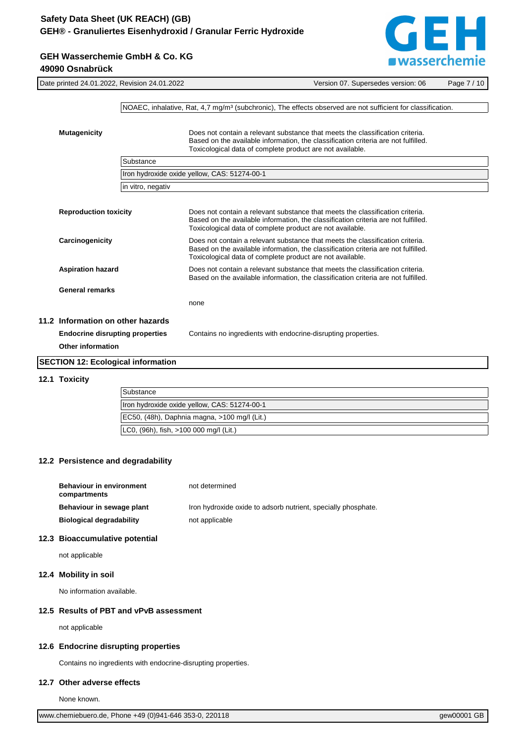NOAEC, inhalative, Rat, 4,7 mg/m³ (subchronic), The effects observed are not sufficient for classification.

**Mutagenicity**

Does not contain a relevant substance that meets the classification criteria.
Based on the available information, the classification criteria are not fulfilled.
Toxicological data of complete product are not available.

| Substance |
| --- |
| Iron hydroxide oxide yellow, CAS: 51274-00-1 |
| in vitro, negativ |

**Reproduction toxicity**

Does not contain a relevant substance that meets the classification criteria.
Based on the available information, the classification criteria are not fulfilled.
Toxicological data of complete product are not available.

**Carcinogenicity**

Does not contain a relevant substance that meets the classification criteria.
Based on the available information, the classification criteria are not fulfilled.
Toxicological data of complete product are not available.

**Aspiration hazard**

Does not contain a relevant substance that meets the classification criteria.
Based on the available information, the classification criteria are not fulfilled.

**General remarks**

none

### 11.2 Information on other hazards

**Endocrine disrupting properties**

Contains no ingredients with endocrine-disrupting properties.

**Other information**

## SECTION 12: Ecological information

### 12.1 Toxicity

| Substance |
| --- |
| Iron hydroxide oxide yellow, CAS: 51274-00-1 |
| EC50, (48h), Daphnia magna, >100 mg/l (Lit.) |
| LC0, (96h), fish, >100 000 mg/l (Lit.) |

### 12.2 Persistence and degradability

**Behaviour in environment compartments**

not determined

**Behaviour in sewage plant**

Iron hydroxide oxide to adsorb nutrient, specially phosphate.

**Biological degradability**

not applicable

### 12.3 Bioaccumulative potential

not applicable

### 12.4 Mobility in soil

No information available.

### 12.5 Results of PBT and vPvB assessment

not applicable

### 12.6 Endocrine disrupting properties

Contains no ingredients with endocrine-disrupting properties.

### 12.7 Other adverse effects

None known.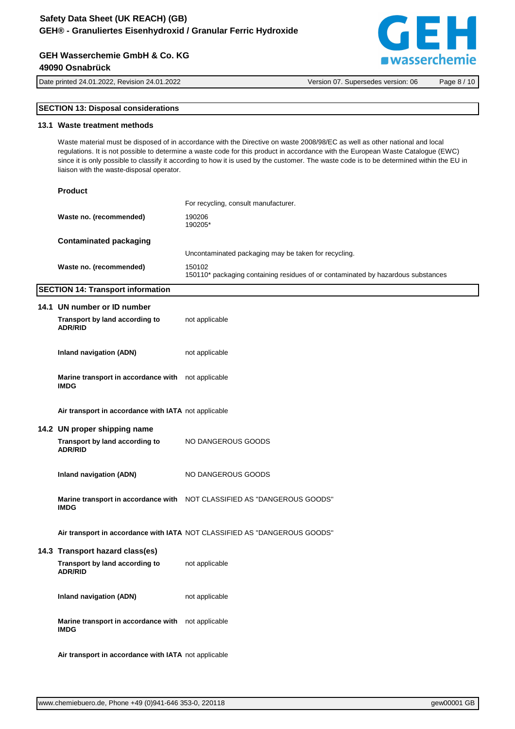## SECTION 13: Disposal considerations

### 13.1 Waste treatment methods

Waste material must be disposed of in accordance with the Directive on waste 2008/98/EC as well as other national and local regulations. It is not possible to determine a waste code for this product in accordance with the European Waste Catalogue (EWC) since it is only possible to classify it according to how it is used by the customer. The waste code is to be determined within the EU in liaison with the waste-disposal operator.

**Product**

For recycling, consult manufacturer.

**Waste no. (recommended)**
190206
190205*

**Contaminated packaging**

Uncontaminated packaging may be taken for recycling.

**Waste no. (recommended)**
150102
150110* packaging containing residues of or contaminated by hazardous substances

## SECTION 14: Transport information

### 14.1 UN number or ID number

| | |
|---|---|
| **Transport by land according to ADR/RID** | not applicable |
| **Inland navigation (ADN)** | not applicable |
| **Marine transport in accordance with IMDG** | not applicable |
| **Air transport in accordance with IATA** | not applicable |

### 14.2 UN proper shipping name

| | |
|---|---|
| **Transport by land according to ADR/RID** | NO DANGEROUS GOODS |
| **Inland navigation (ADN)** | NO DANGEROUS GOODS |
| **Marine transport in accordance with IMDG** | NOT CLASSIFIED AS "DANGEROUS GOODS" |
| **Air transport in accordance with IATA** | NOT CLASSIFIED AS "DANGEROUS GOODS" |

### 14.3 Transport hazard class(es)

| | |
|---|---|
| **Transport by land according to ADR/RID** | not applicable |
| **Inland navigation (ADN)** | not applicable |
| **Marine transport in accordance with IMDG** | not applicable |
| **Air transport in accordance with IATA** | not applicable |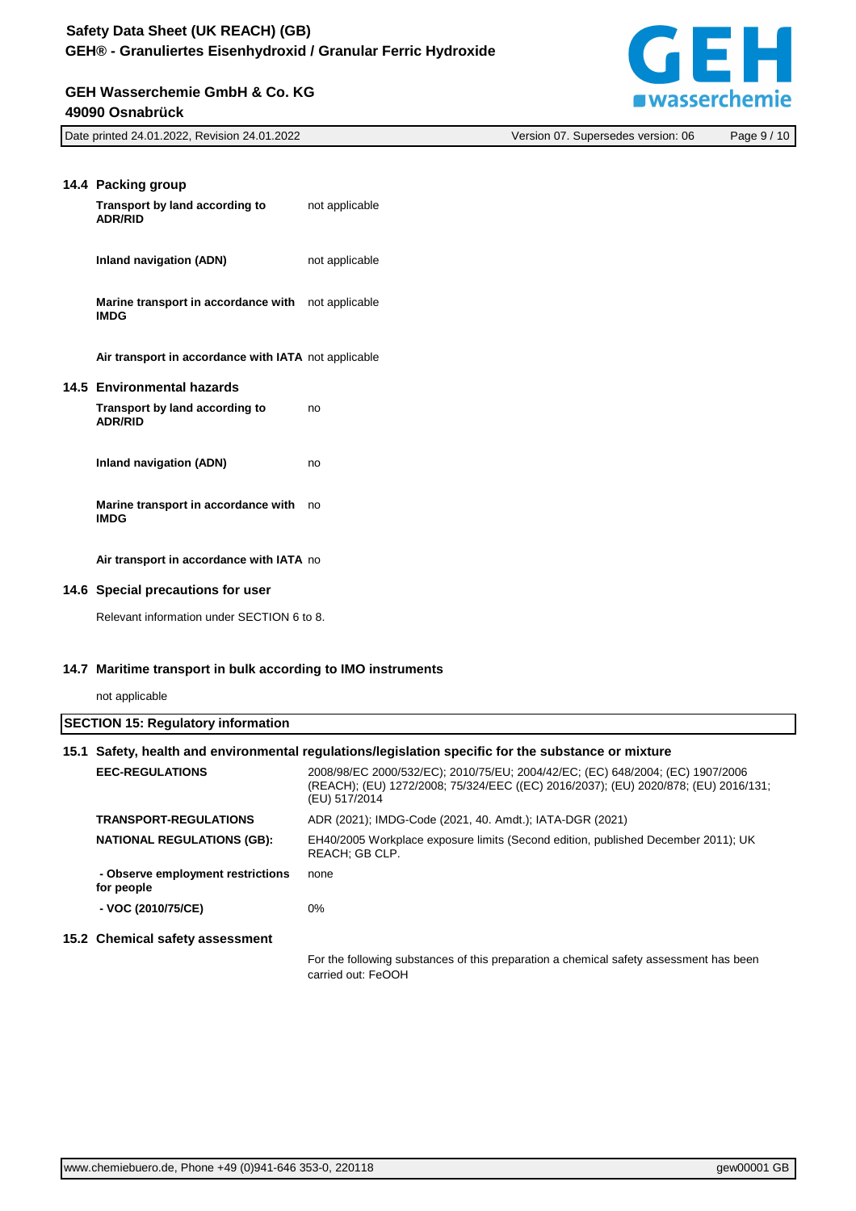### 14.4 Packing group

| | |
|---|---|
| **Transport by land according to ADR/RID** | not applicable |
| **Inland navigation (ADN)** | not applicable |
| **Marine transport in accordance with IMDG** | not applicable |
| **Air transport in accordance with IATA** | not applicable |

### 14.5 Environmental hazards

| | |
|---|---|
| **Transport by land according to ADR/RID** | no |
| **Inland navigation (ADN)** | no |
| **Marine transport in accordance with IMDG** | no |
| **Air transport in accordance with IATA** | no |

### 14.6 Special precautions for user

Relevant information under SECTION 6 to 8.

### 14.7 Maritime transport in bulk according to IMO instruments

not applicable

## SECTION 15: Regulatory information

### 15.1 Safety, health and environmental regulations/legislation specific for the substance or mixture

| | |
|---|---|
| **EEC-REGULATIONS** | 2008/98/EC 2000/532/EC); 2010/75/EU; 2004/42/EC; (EC) 648/2004; (EC) 1907/2006 (REACH); (EU) 1272/2008; 75/324/EEC ((EC) 2016/2037); (EU) 2020/878; (EU) 2016/131; (EU) 517/2014 |
| **TRANSPORT-REGULATIONS** | ADR (2021); IMDG-Code (2021, 40. Amdt.); IATA-DGR (2021) |
| **NATIONAL REGULATIONS (GB):** | EH40/2005 Workplace exposure limits (Second edition, published December 2011); UK REACH; GB CLP. |
| **- Observe employment restrictions for people** | none |
| **- VOC (2010/75/CE)** | 0% |

### 15.2 Chemical safety assessment

For the following substances of this preparation a chemical safety assessment has been carried out: FeOOH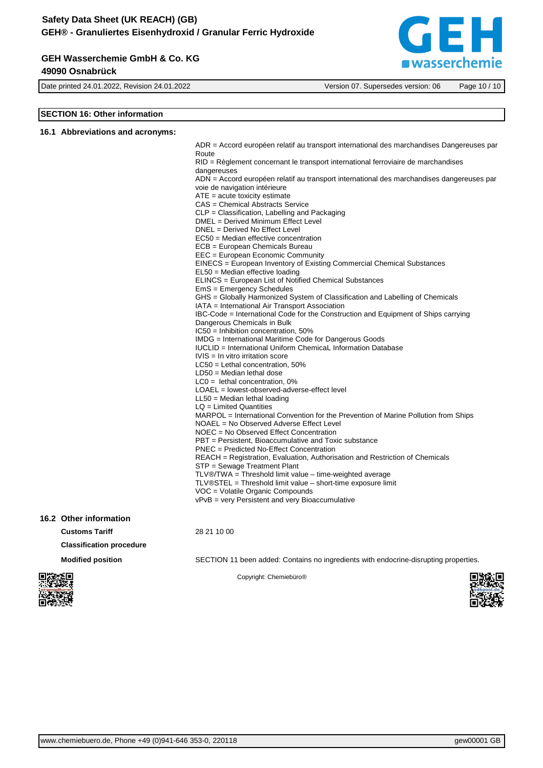## SECTION 16: Other information

### 16.1 Abbreviations and acronyms:

ADR = Accord européen relatif au transport international des marchandises Dangereuses par Route
RID = Règlement concernant le transport international ferroviaire de marchandises dangereuses
ADN = Accord européen relatif au transport international des marchandises dangereuses par voie de navigation intérieure
ATE = acute toxicity estimate
CAS = Chemical Abstracts Service
CLP = Classification, Labelling and Packaging
DMEL = Derived Minimum Effect Level
DNEL = Derived No Effect Level
EC50 = Median effective concentration
ECB = European Chemicals Bureau
EEC = European Economic Community
EINECS = European Inventory of Existing Commercial Chemical Substances
EL50 = Median effective loading
ELINCS = European List of Notified Chemical Substances
EmS = Emergency Schedules
GHS = Globally Harmonized System of Classification and Labelling of Chemicals
IATA = International Air Transport Association
IBC-Code = International Code for the Construction and Equipment of Ships carrying Dangerous Chemicals in Bulk
IC50 = Inhibition concentration, 50%
IMDG = International Maritime Code for Dangerous Goods
IUCLID = International Uniform ChemicaL Information Database
IVIS = In vitro irritation score
LC50 = Lethal concentration, 50%
LD50 = Median lethal dose
LC0 = lethal concentration, 0%
LOAEL = lowest-observed-adverse-effect level
LL50 = Median lethal loading
LQ = Limited Quantities
MARPOL = International Convention for the Prevention of Marine Pollution from Ships
NOAEL = No Observed Adverse Effect Level
NOEC = No Observed Effect Concentration
PBT = Persistent, Bioaccumulative and Toxic substance
PNEC = Predicted No-Effect Concentration
REACH = Registration, Evaluation, Authorisation and Restriction of Chemicals
STP = Sewage Treatment Plant
TLV®/TWA = Threshold limit value – time-weighted average
TLV®STEL = Threshold limit value – short-time exposure limit
VOC = Volatile Organic Compounds
vPvB = very Persistent and very Bioaccumulative

### 16.2 Other information

**Customs Tariff** 28 21 10 00

**Classification procedure**

**Modified position** SECTION 11 been added: Contains no ingredients with endocrine-disrupting properties.

Copyright: Chemiebüro®